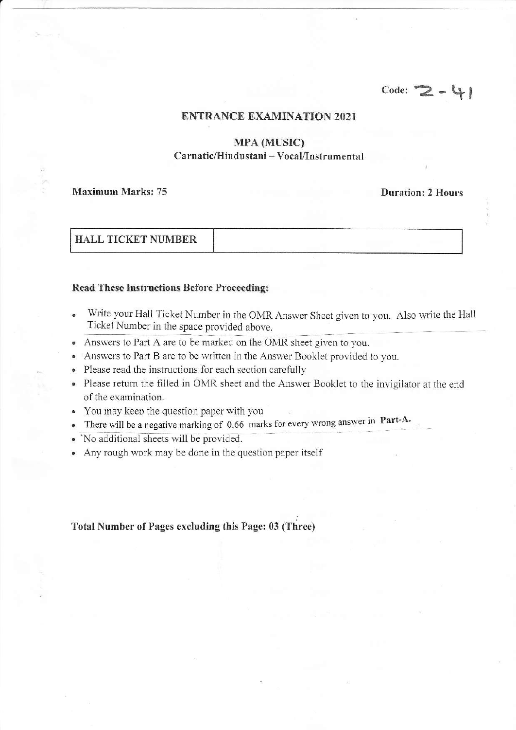Code: 2-41

# ENTRANCE EXAMINATION 2021

## MPA (MUSIC)

### Carnatic/Hindustani – Vocal/Instrumental

**Maximum Marks: 75** **Duration: 2 Hours**

| HALL TICKET NUMBER | |
|---|---|

**Read These Instructions Before Proceeding:**

- Write your Hall Ticket Number in the OMR Answer Sheet given to you. Also write the Hall Ticket Number in the space provided above.
- Answers to Part A are to be marked on the OMR sheet given to you.
- Answers to Part B are to be written in the Answer Booklet provided to you.
- Please read the instructions for each section carefully
- Please return the filled in OMR sheet and the Answer Booklet to the invigilator at the end of the examination.
- You may keep the question paper with you
- There will be a negative marking of 0.66 marks for every wrong answer in **Part-A.**
- No additional sheets will be provided.
- Any rough work may be done in the question paper itself

**Total Number of Pages excluding this Page: 03 (Three)**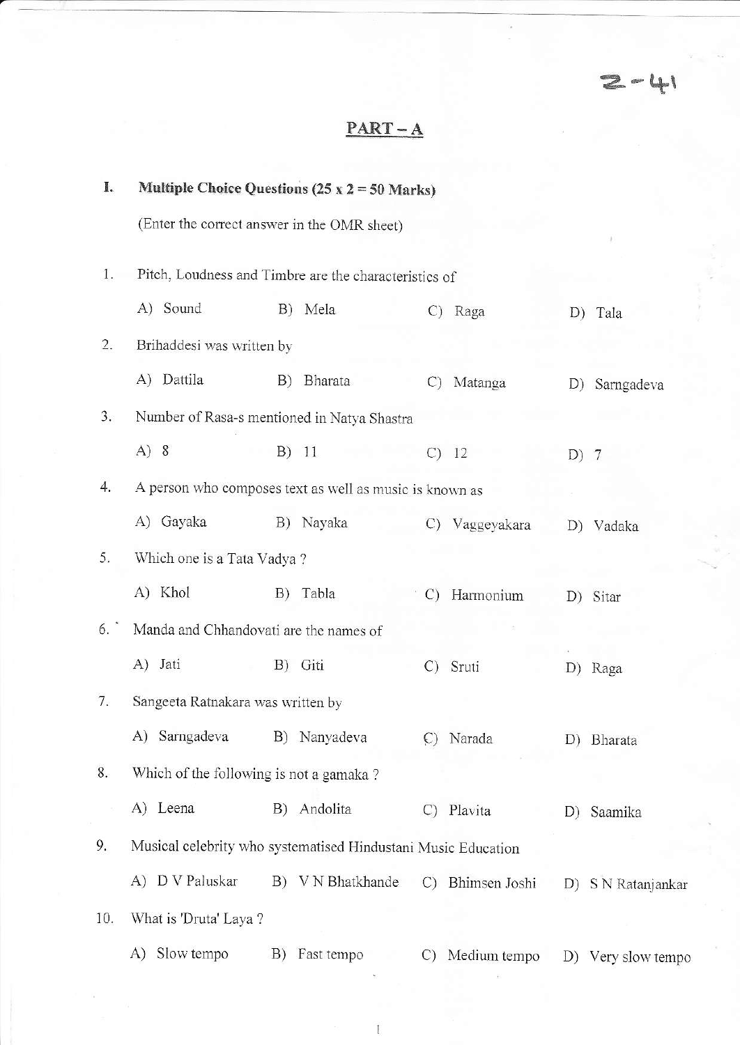2-41

## PART – A

**I. Multiple Choice Questions (25 x 2 = 50 Marks)**

(Enter the correct answer in the OMR sheet)

1. Pitch, Loudness and Timbre are the characteristics of

   A) Sound  B) Mela  C) Raga  D) Tala

2. Brihaddesi was written by

   A) Dattila  B) Bharata  C) Matanga  D) Sarngadeva

3. Number of Rasa-s mentioned in Natya Shastra

   A) 8  B) 11  C) 12  D) 7

4. A person who composes text as well as music is known as

   A) Gayaka  B) Nayaka  C) Vaggeyakara  D) Vadaka

5. Which one is a Tata Vadya ?

   A) Khol  B) Tabla  C) Harmonium  D) Sitar

6. Manda and Chhandovati are the names of

   A) Jati  B) Giti  C) Sruti  D) Raga

7. Sangeeta Ratnakara was written by

   A) Sarngadeva  B) Nanyadeva  C) Narada  D) Bharata

8. Which of the following is not a gamaka ?

   A) Leena  B) Andolita  C) Plavita  D) Saamika

9. Musical celebrity who systematised Hindustani Music Education

   A) D V Paluskar  B) V N Bhatkhande  C) Bhimsen Joshi  D) S N Ratanjankar

10. What is 'Druta' Laya ?

    A) Slow tempo  B) Fast tempo  C) Medium tempo  D) Very slow tempo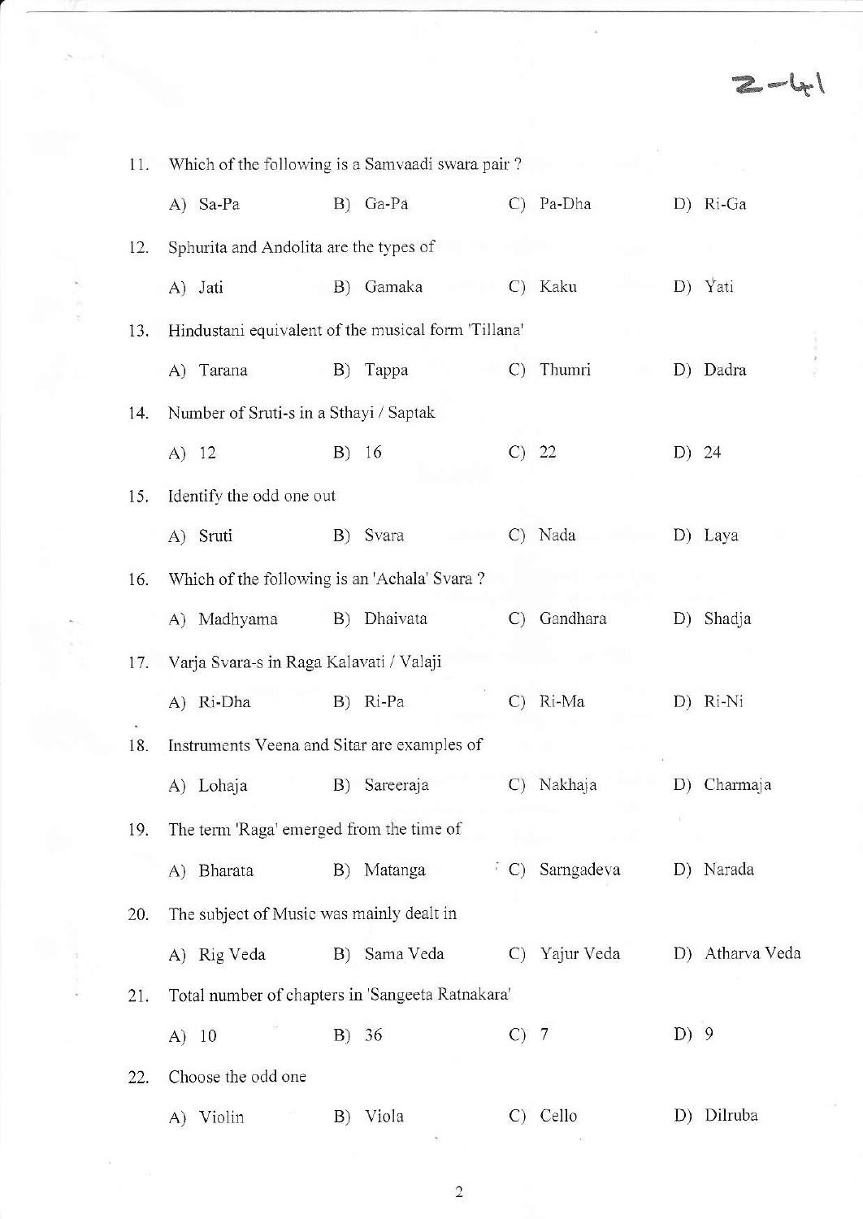11. Which of the following is a Samvaadi swara pair ?

    A) Sa-Pa B) Ga-Pa C) Pa-Dha D) Ri-Ga

12. Sphurita and Andolita are the types of

    A) Jati B) Gamaka C) Kaku D) Yati

13. Hindustani equivalent of the musical form 'Tillana'

    A) Tarana B) Tappa C) Thumri D) Dadra

14. Number of Sruti-s in a Sthayi / Saptak

    A) 12 B) 16 C) 22 D) 24

15. Identify the odd one out

    A) Sruti B) Svara C) Nada D) Laya

16. Which of the following is an 'Achala' Svara ?

    A) Madhyama B) Dhaivata C) Gandhara D) Shadja

17. Varja Svara-s in Raga Kalavati / Valaji

    A) Ri-Dha B) Ri-Pa C) Ri-Ma D) Ri-Ni

18. Instruments Veena and Sitar are examples of

    A) Lohaja B) Sareeraja C) Nakhaja D) Charmaja

19. The term 'Raga' emerged from the time of

    A) Bharata B) Matanga C) Sarngadeva D) Narada

20. The subject of Music was mainly dealt in

    A) Rig Veda B) Sama Veda C) Yajur Veda D) Atharva Veda

21. Total number of chapters in 'Sangeeta Ratnakara'

    A) 10 B) 36 C) 7 D) 9

22. Choose the odd one

    A) Violin B) Viola C) Cello D) Dilruba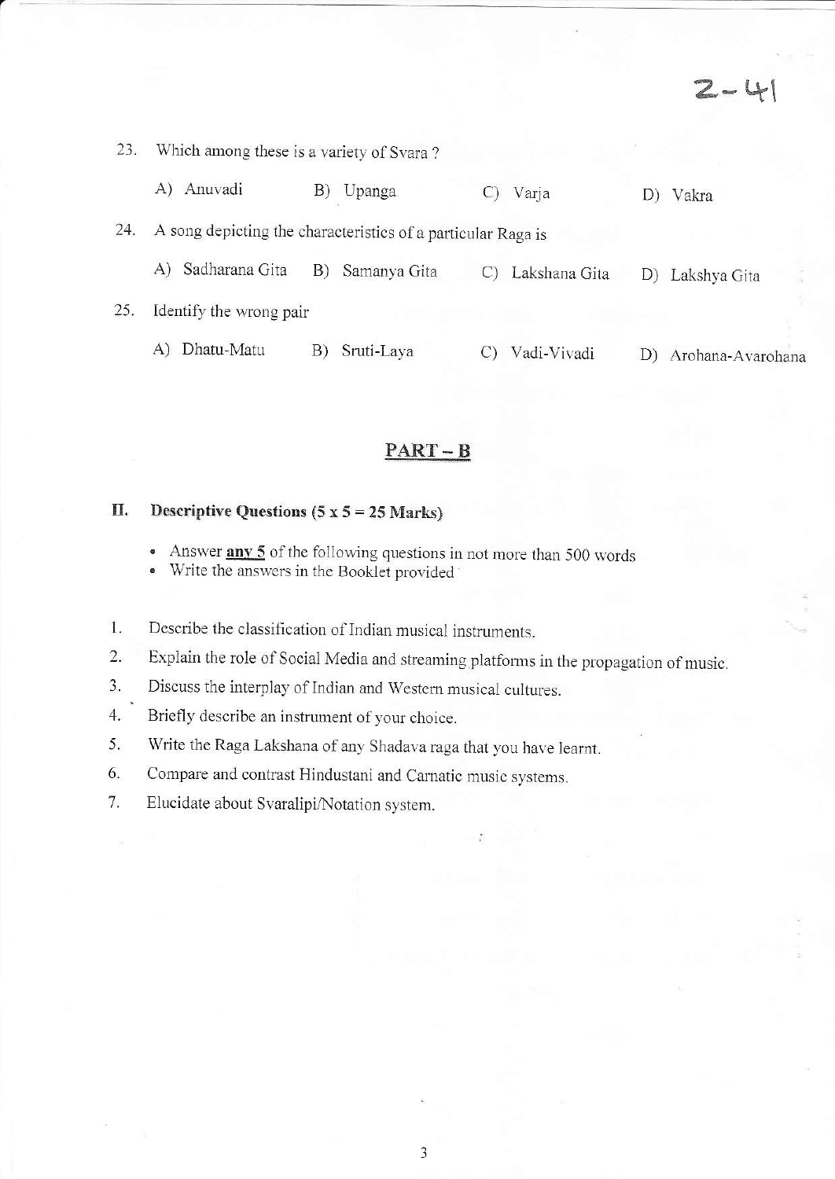2-41

23. Which among these is a variety of Svara ?

    A) Anuvadi B) Upanga C) Varja D) Vakra

24. A song depicting the characteristics of a particular Raga is

    A) Sadharana Gita B) Samanya Gita C) Lakshana Gita D) Lakshya Gita

25. Identify the wrong pair

    A) Dhatu-Matu B) Sruti-Laya C) Vadi-Vivadi D) Arohana-Avarohana

## PART – B

### II. Descriptive Questions (5 x 5 = 25 Marks)

- Answer **any 5** of the following questions in not more than 500 words
- Write the answers in the Booklet provided

1. Describe the classification of Indian musical instruments.
2. Explain the role of Social Media and streaming platforms in the propagation of music.
3. Discuss the interplay of Indian and Western musical cultures.
4. Briefly describe an instrument of your choice.
5. Write the Raga Lakshana of any Shadava raga that you have learnt.
6. Compare and contrast Hindustani and Carnatic music systems.
7. Elucidate about Svaralipi/Notation system.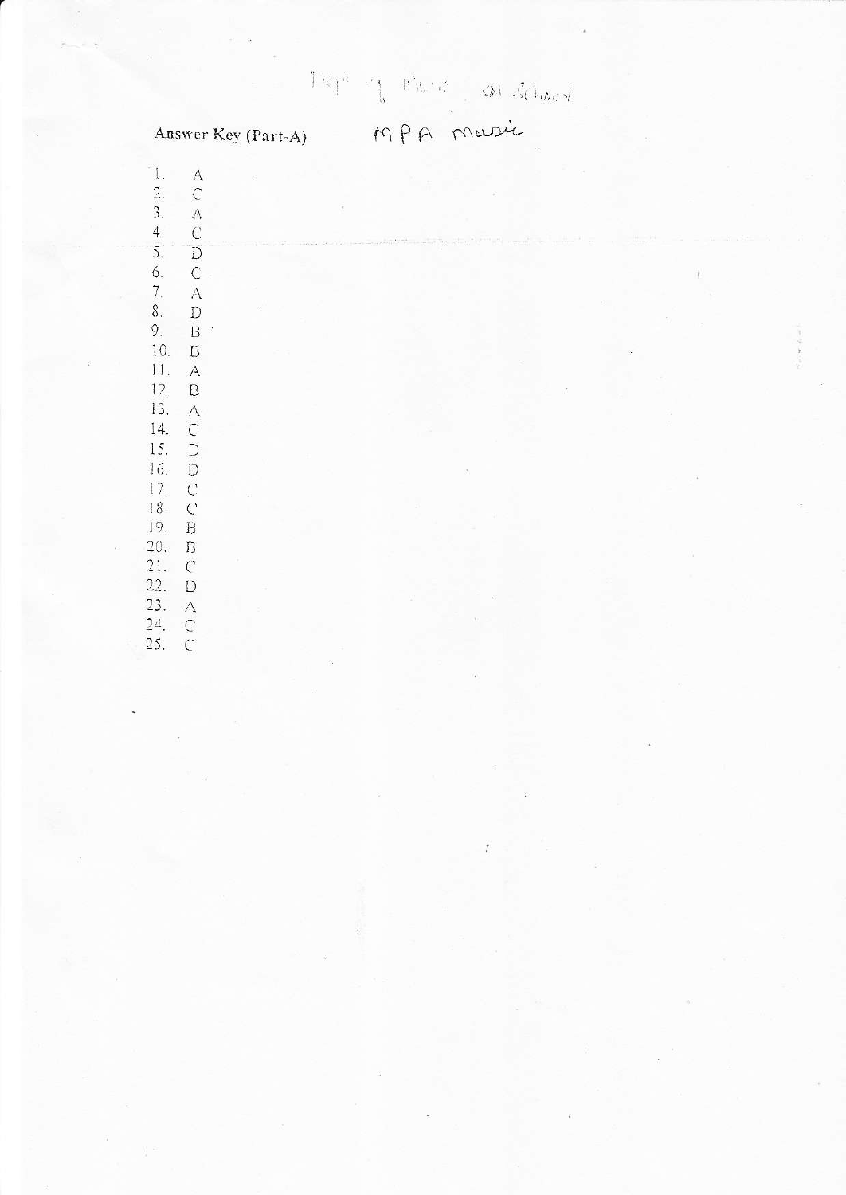Dept of Music SN School

Answer Key (Part-A) MPA Music

1. A
2. C
3. A
4. C
5. D
6. C
7. A
8. D
9. B
10. B
11. A
12. B
13. A
14. C
15. D
16. D
17. C
18. C
19. B
20. B
21. C
22. D
23. A
24. C
25. C